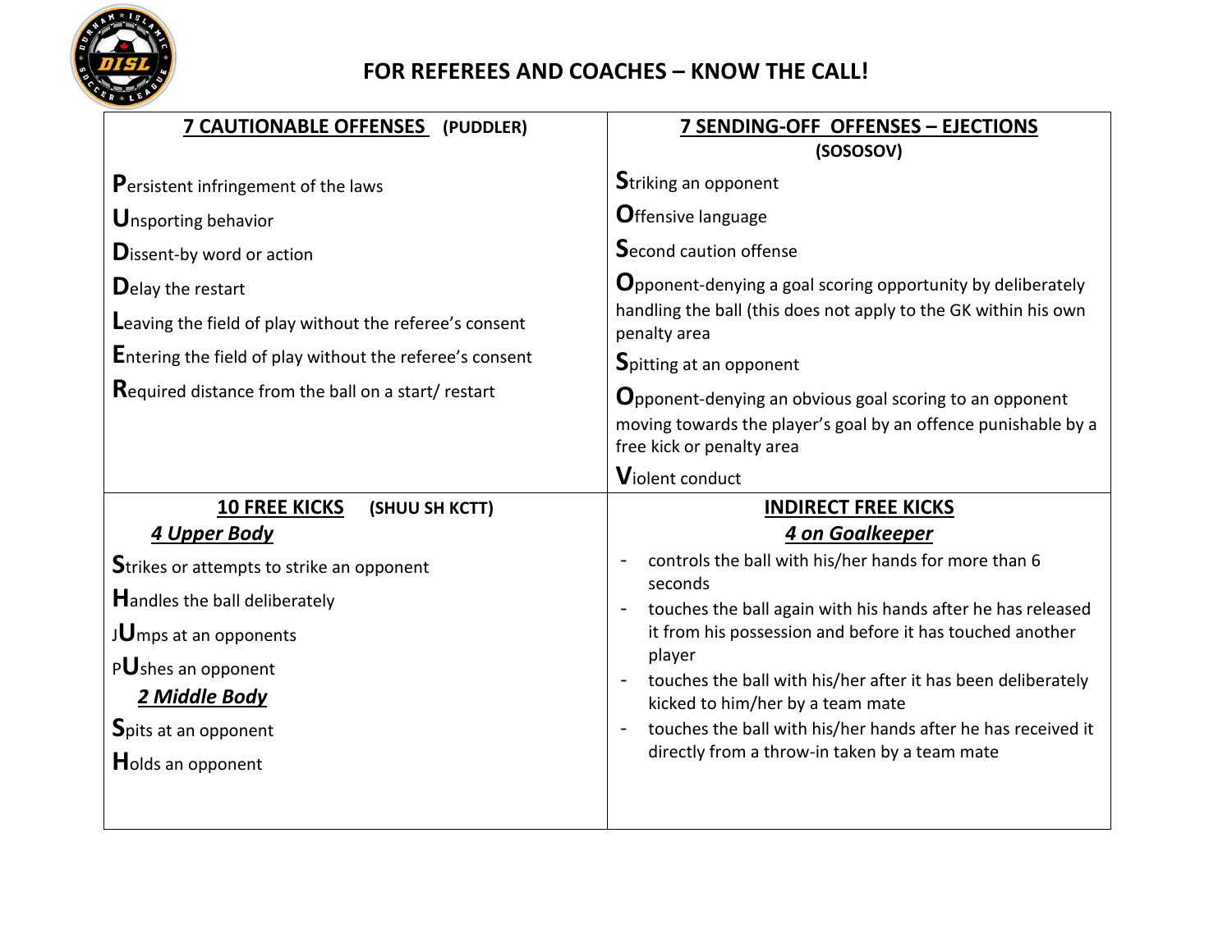# FOR REFEREES AND COACHES – KNOW THE CALL!

## 7 CAUTIONABLE OFFENSES (PUDDLER)

**P**ersistent infringement of the laws

**U**nsporting behavior

**D**issent-by word or action

**D**elay the restart

**L**eaving the field of play without the referee's consent

**E**ntering the field of play without the referee's consent

**R**equired distance from the ball on a start/ restart

## 7 SENDING-OFF OFFENSES – EJECTIONS (SOSOSOV)

**S**triking an opponent

**O**ffensive language

**S**econd caution offense

**O**pponent-denying a goal scoring opportunity by deliberately handling the ball (this does not apply to the GK within his own penalty area

**S**pitting at an opponent

**O**pponent-denying an obvious goal scoring to an opponent moving towards the player's goal by an offence punishable by a free kick or penalty area

**V**iolent conduct

## 10 FREE KICKS (SHUU SH KCTT)

### *4 Upper Body*

**S**trikes or attempts to strike an opponent

**H**andles the ball deliberately

J**U**mps at an opponents

P**U**shes an opponent

### *2 Middle Body*

**S**pits at an opponent

**H**olds an opponent

## INDIRECT FREE KICKS

### *4 on Goalkeeper*

- controls the ball with his/her hands for more than 6 seconds
- touches the ball again with his hands after he has released it from his possession and before it has touched another player
- touches the ball with his/her after it has been deliberately kicked to him/her by a team mate
- touches the ball with his/her hands after he has received it directly from a throw-in taken by a team mate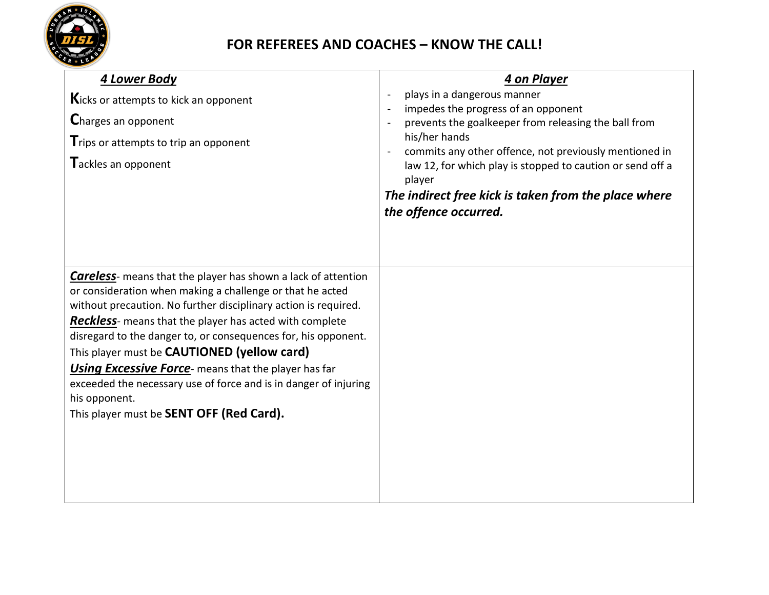# FOR REFEREES AND COACHES – KNOW THE CALL!

| | |
|---|---|
| ***4 Lower Body***<br>**K**icks or attempts to kick an opponent<br>**C**harges an opponent<br>**T**rips or attempts to trip an opponent<br>**T**ackles an opponent | ***4 on Player***<br>- plays in a dangerous manner<br>- impedes the progress of an opponent<br>- prevents the goalkeeper from releasing the ball from his/her hands<br>- commits any other offence, not previously mentioned in law 12, for which play is stopped to caution or send off a player<br>***The indirect free kick is taken from the place where the offence occurred.*** |
| ***Careless***- means that the player has shown a lack of attention or consideration when making a challenge or that he acted without precaution. No further disciplinary action is required.<br>***Reckless***- means that the player has acted with complete disregard to the danger to, or consequences for, his opponent. This player must be **CAUTIONED (yellow card)**<br>***Using Excessive Force***- means that the player has far exceeded the necessary use of force and is in danger of injuring his opponent.<br>This player must be **SENT OFF (Red Card).** | |